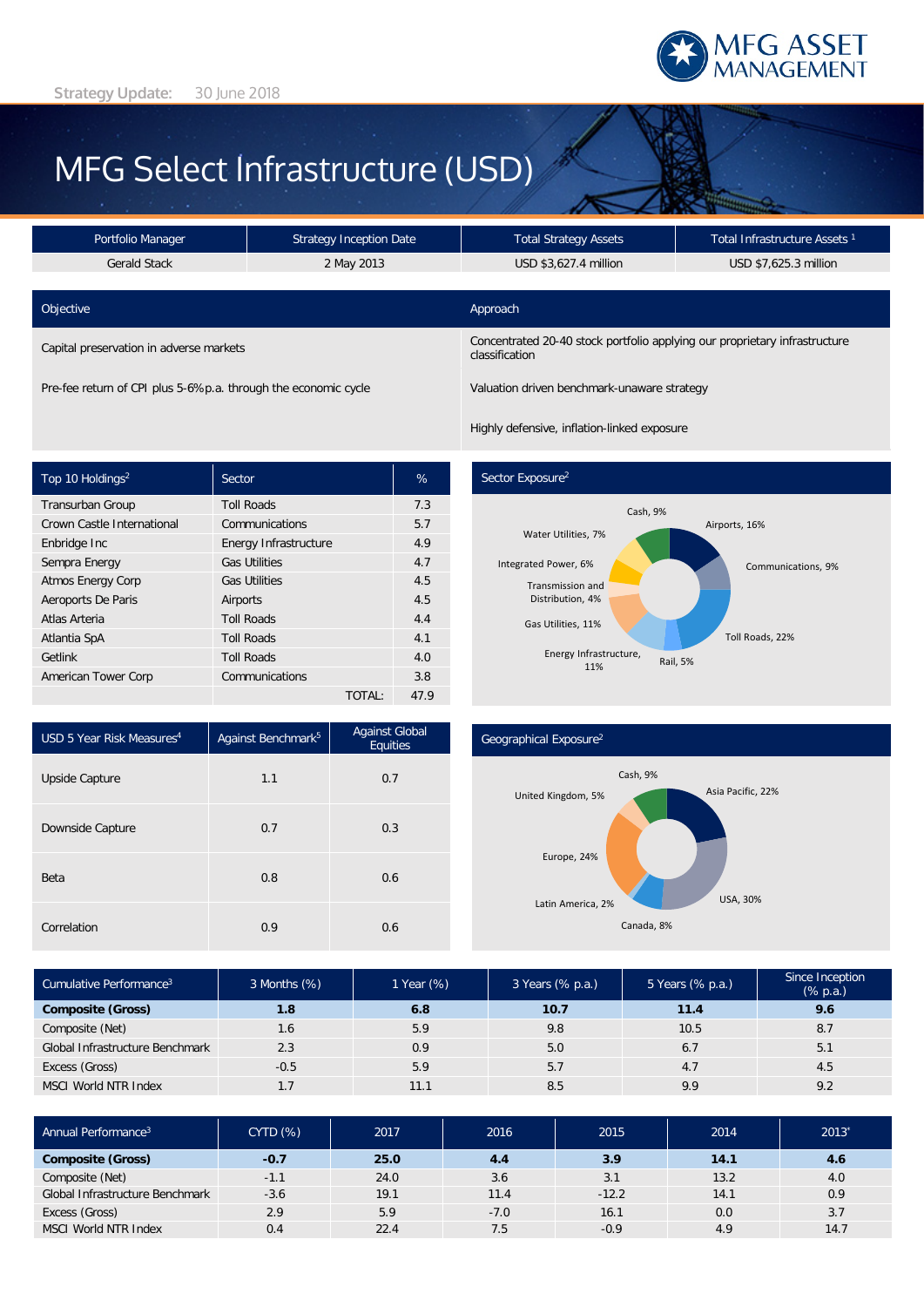MFG ASSET MANAGEMENT

Strategy Update: 30 June 2018

# MFG Select Infrastructure (USD)

| Portfolio Manager | Strategy Inception Date | Total Strategy Assets | Total Infrastructure Assets [1] |
|---|---|---|---|
| Gerald Stack | 2 May 2013 | USD $3,627.4 million | USD $7,625.3 million |

| Objective | Approach |
|---|---|
| Capital preservation in adverse markets | Concentrated 20-40 stock portfolio applying our proprietary infrastructure classification |
| Pre-fee return of CPI plus 5-6% p.a. through the economic cycle | Valuation driven benchmark-unaware strategy |
| | Highly defensive, inflation-linked exposure |

| Top 10 Holdings[2] | Sector | % |
|---|---|---|
| Transurban Group | Toll Roads | 7.3 |
| Crown Castle International | Communications | 5.7 |
| Enbridge Inc | Energy Infrastructure | 4.9 |
| Sempra Energy | Gas Utilities | 4.7 |
| Atmos Energy Corp | Gas Utilities | 4.5 |
| Aeroports De Paris | Airports | 4.5 |
| Atlas Arteria | Toll Roads | 4.4 |
| Atlantia SpA | Toll Roads | 4.1 |
| Getlink | Toll Roads | 4.0 |
| American Tower Corp | Communications | 3.8 |
| | TOTAL: | 47.9 |

Sector Exposure[2]

Cash, 9%
Airports, 16%
Communications, 9%
Toll Roads, 22%
Rail, 5%
Energy Infrastructure, 11%
Gas Utilities, 11%
Transmission and Distribution, 4%
Integrated Power, 6%
Water Utilities, 7%

| USD 5 Year Risk Measures[4] | Against Benchmark[5] | Against Global Equities |
|---|---|---|
| Upside Capture | 1.1 | 0.7 |
| Downside Capture | 0.7 | 0.3 |
| Beta | 0.8 | 0.6 |
| Correlation | 0.9 | 0.6 |

Geographical Exposure[2]

Cash, 9%
Asia Pacific, 22%
USA, 30%
Canada, 8%
Latin America, 2%
Europe, 24%
United Kingdom, 5%

| Cumulative Performance[3] | 3 Months (%) | 1 Year (%) | 3 Years (% p.a.) | 5 Years (% p.a.) | Since Inception (% p.a.) |
|---|---|---|---|---|---|
| **Composite (Gross)** | **1.8** | **6.8** | **10.7** | **11.4** | **9.6** |
| Composite (Net) | 1.6 | 5.9 | 9.8 | 10.5 | 8.7 |
| Global Infrastructure Benchmark | 2.3 | 0.9 | 5.0 | 6.7 | 5.1 |
| Excess (Gross) | -0.5 | 5.9 | 5.7 | 4.7 | 4.5 |
| MSCI World NTR Index | 1.7 | 11.1 | 8.5 | 9.9 | 9.2 |

| Annual Performance[3] | CYTD (%) | 2017 | 2016 | 2015 | 2014 | 2013' |
|---|---|---|---|---|---|---|
| **Composite (Gross)** | **-0.7** | **25.0** | **4.4** | **3.9** | **14.1** | **4.6** |
| Composite (Net) | -1.1 | 24.0 | 3.6 | 3.1 | 13.2 | 4.0 |
| Global Infrastructure Benchmark | -3.6 | 19.1 | 11.4 | -12.2 | 14.1 | 0.9 |
| Excess (Gross) | 2.9 | 5.9 | -7.0 | 16.1 | 0.0 | 3.7 |
| MSCI World NTR Index | 0.4 | 22.4 | 7.5 | -0.9 | 4.9 | 14.7 |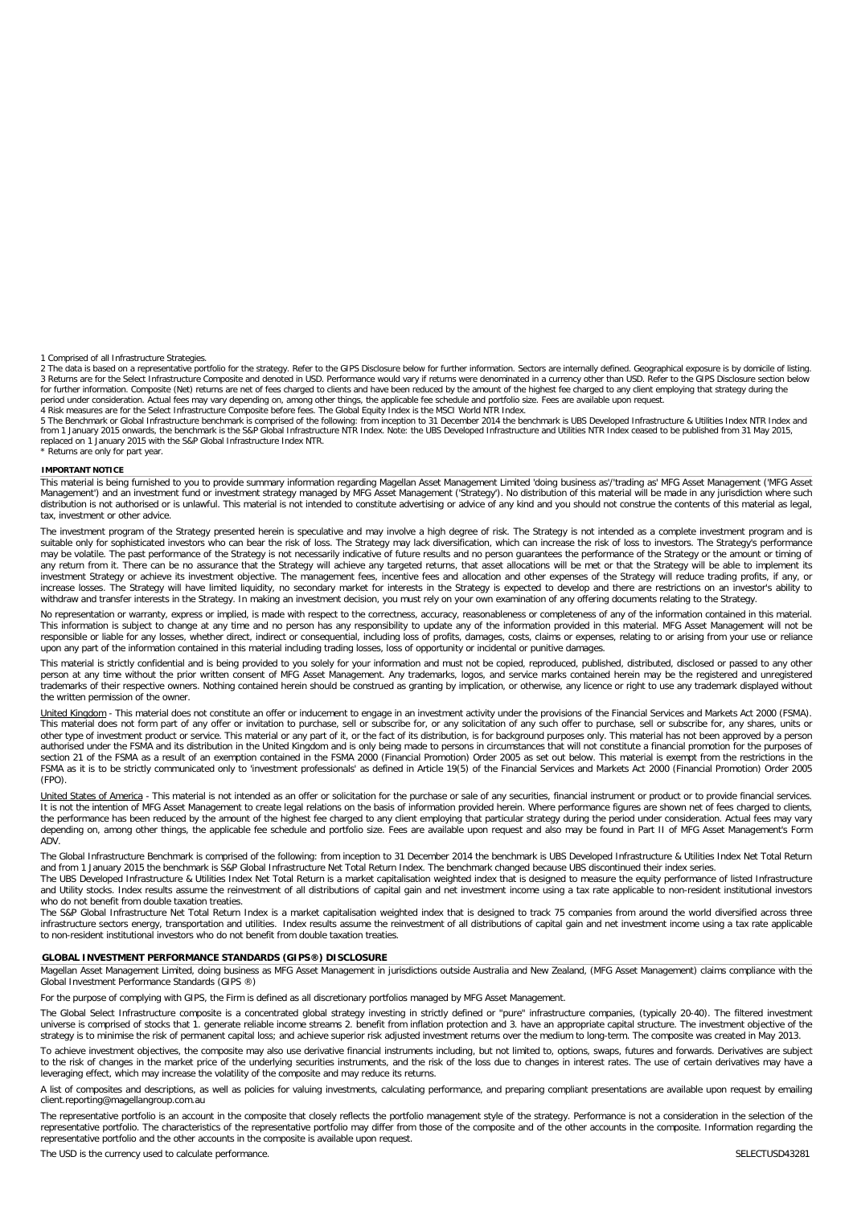1 Comprised of all Infrastructure Strategies.
2 The data is based on a representative portfolio for the strategy. Refer to the GIPS Disclosure below for further information. Sectors are internally defined. Geographical exposure is by domicile of listing.
3 Returns are for the Select Infrastructure Composite and denoted in USD. Performance would vary if returns were denominated in a currency other than USD. Refer to the GIPS Disclosure section below for further information. Composite (Net) returns are net of fees charged to clients and have been reduced by the amount of the highest fee charged to any client employing that strategy during the period under consideration. Actual fees may vary depending on, among other things, the applicable fee schedule and portfolio size. Fees are available upon request.
4 Risk measures are for the Select Infrastructure Composite before fees. The Global Equity Index is the MSCI World NTR Index.
5 The Benchmark or Global Infrastructure benchmark is comprised of the following: from inception to 31 December 2014 the benchmark is UBS Developed Infrastructure & Utilities Index NTR Index and from 1 January 2015 onwards, the benchmark is the S&P Global Infrastructure NTR Index. Note: the UBS Developed Infrastructure and Utilities NTR Index ceased to be published from 31 May 2015, replaced on 1 January 2015 with the S&P Global Infrastructure Index NTR.
* Returns are only for part year.

## IMPORTANT NOTICE

This material is being furnished to you to provide summary information regarding Magellan Asset Management Limited 'doing business as'/'trading as' MFG Asset Management ('MFG Asset Management') and an investment fund or investment strategy managed by MFG Asset Management ('Strategy'). No distribution of this material will be made in any jurisdiction where such distribution is not authorised or is unlawful. This material is not intended to constitute advertising or advice of any kind and you should not construe the contents of this material as legal, tax, investment or other advice.

The investment program of the Strategy presented herein is speculative and may involve a high degree of risk. The Strategy is not intended as a complete investment program and is suitable only for sophisticated investors who can bear the risk of loss. The Strategy may lack diversification, which can increase the risk of loss to investors. The Strategy's performance may be volatile. The past performance of the Strategy is not necessarily indicative of future results and no person guarantees the performance of the Strategy or the amount or timing of any return from it. There can be no assurance that the Strategy will achieve any targeted returns, that asset allocations will be met or that the Strategy will be able to implement its investment Strategy or achieve its investment objective. The management fees, incentive fees and allocation and other expenses of the Strategy will reduce trading profits, if any, or increase losses. The Strategy will have limited liquidity, no secondary market for interests in the Strategy is expected to develop and there are restrictions on an investor's ability to withdraw and transfer interests in the Strategy. In making an investment decision, you must rely on your own examination of any offering documents relating to the Strategy.

No representation or warranty, express or implied, is made with respect to the correctness, accuracy, reasonableness or completeness of any of the information contained in this material. This information is subject to change at any time and no person has any responsibility to update any of the information provided in this material. MFG Asset Management will not be responsible or liable for any losses, whether direct, indirect or consequential, including loss of profits, damages, costs, claims or expenses, relating to or arising from your use or reliance upon any part of the information contained in this material including trading losses, loss of opportunity or incidental or punitive damages.

This material is strictly confidential and is being provided to you solely for your information and must not be copied, reproduced, published, distributed, disclosed or passed to any other person at any time without the prior written consent of MFG Asset Management. Any trademarks, logos, and service marks contained herein may be the registered and unregistered trademarks of their respective owners. Nothing contained herein should be construed as granting by implication, or otherwise, any licence or right to use any trademark displayed without the written permission of the owner.

United Kingdom - This material does not constitute an offer or inducement to engage in an investment activity under the provisions of the Financial Services and Markets Act 2000 (FSMA). This material does not form part of any offer or invitation to purchase, sell or subscribe for, or any solicitation of any such offer to purchase, sell or subscribe for, any shares, units or other type of investment product or service. This material or any part of it, or the fact of its distribution, is for background purposes only. This material has not been approved by a person authorised under the FSMA and its distribution in the United Kingdom and is only being made to persons in circumstances that will not constitute a financial promotion for the purposes of section 21 of the FSMA as a result of an exemption contained in the FSMA 2000 (Financial Promotion) Order 2005 as set out below. This material is exempt from the restrictions in the FSMA as it is to be strictly communicated only to 'investment professionals' as defined in Article 19(5) of the Financial Services and Markets Act 2000 (Financial Promotion) Order 2005 (FPO).

United States of America - This material is not intended as an offer or solicitation for the purchase or sale of any securities, financial instrument or product or to provide financial services. It is not the intention of MFG Asset Management to create legal relations on the basis of information provided herein. Where performance figures are shown net of fees charged to clients, the performance has been reduced by the amount of the highest fee charged to any client employing that particular strategy during the period under consideration. Actual fees may vary depending on, among other things, the applicable fee schedule and portfolio size. Fees are available upon request and also may be found in Part II of MFG Asset Management's Form ADV.

The Global Infrastructure Benchmark is comprised of the following: from inception to 31 December 2014 the benchmark is UBS Developed Infrastructure & Utilities Index Net Total Return and from 1 January 2015 the benchmark is S&P Global Infrastructure Net Total Return Index. The benchmark changed because UBS discontinued their index series.
The UBS Developed Infrastructure & Utilities Index Net Total Return is a market capitalisation weighted index that is designed to measure the equity performance of listed Infrastructure and Utility stocks. Index results assume the reinvestment of all distributions of capital gain and net investment income using a tax rate applicable to non-resident institutional investors who do not benefit from double taxation treaties.
The S&P Global Infrastructure Net Total Return Index is a market capitalisation weighted index that is designed to track 75 companies from around the world diversified across three infrastructure sectors energy, transportation and utilities. Index results assume the reinvestment of all distributions of capital gain and net investment income using a tax rate applicable to non-resident institutional investors who do not benefit from double taxation treaties.

## GLOBAL INVESTMENT PERFORMANCE STANDARDS (GIPS®) DISCLOSURE

Magellan Asset Management Limited, doing business as MFG Asset Management in jurisdictions outside Australia and New Zealand, (MFG Asset Management) claims compliance with the Global Investment Performance Standards (GIPS ®)

For the purpose of complying with GIPS, the Firm is defined as all discretionary portfolios managed by MFG Asset Management.

The Global Select Infrastructure composite is a concentrated global strategy investing in strictly defined or "pure" infrastructure companies, (typically 20-40). The filtered investment universe is comprised of stocks that 1. generate reliable income streams 2. benefit from inflation protection and 3. have an appropriate capital structure. The investment objective of the strategy is to minimise the risk of permanent capital loss; and achieve superior risk adjusted investment returns over the medium to long-term. The composite was created in May 2013.

To achieve investment objectives, the composite may also use derivative financial instruments including, but not limited to, options, swaps, futures and forwards. Derivatives are subject to the risk of changes in the market price of the underlying securities instruments, and the risk of the loss due to changes in interest rates. The use of certain derivatives may have a leveraging effect, which may increase the volatility of the composite and may reduce its returns.

A list of composites and descriptions, as well as policies for valuing investments, calculating performance, and preparing compliant presentations are available upon request by emailing client.reporting@magellangroup.com.au

The representative portfolio is an account in the composite that closely reflects the portfolio management style of the strategy. Performance is not a consideration in the selection of the representative portfolio. The characteristics of the representative portfolio may differ from those of the composite and of the other accounts in the composite. Information regarding the representative portfolio and the other accounts in the composite is available upon request.

The USD is the currency used to calculate performance.

SELECTUSD43281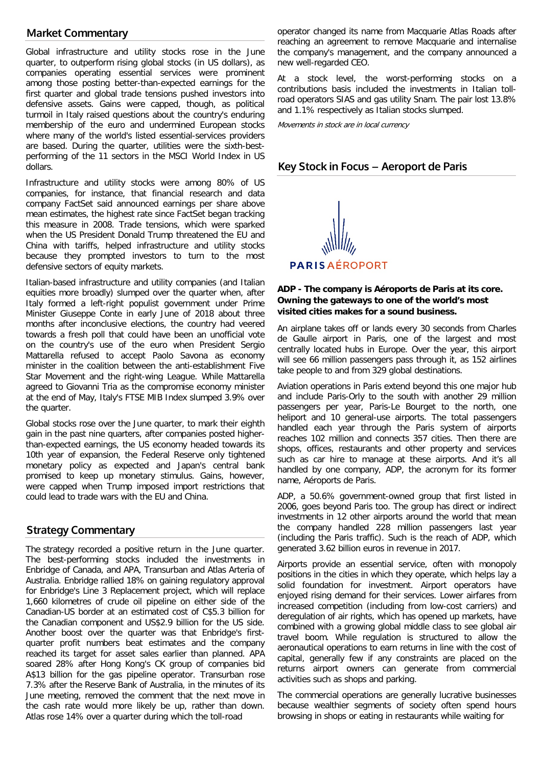## Market Commentary

Global infrastructure and utility stocks rose in the June quarter, to outperform rising global stocks (in US dollars), as companies operating essential services were prominent among those posting better-than-expected earnings for the first quarter and global trade tensions pushed investors into defensive assets. Gains were capped, though, as political turmoil in Italy raised questions about the country's enduring membership of the euro and undermined European stocks where many of the world's listed essential-services providers are based. During the quarter, utilities were the sixth-best-performing of the 11 sectors in the MSCI World Index in US dollars.

Infrastructure and utility stocks were among 80% of US companies, for instance, that financial research and data company FactSet said announced earnings per share above mean estimates, the highest rate since FactSet began tracking this measure in 2008. Trade tensions, which were sparked when the US President Donald Trump threatened the EU and China with tariffs, helped infrastructure and utility stocks because they prompted investors to turn to the most defensive sectors of equity markets.

Italian-based infrastructure and utility companies (and Italian equities more broadly) slumped over the quarter when, after Italy formed a left-right populist government under Prime Minister Giuseppe Conte in early June of 2018 about three months after inconclusive elections, the country had veered towards a fresh poll that could have been an unofficial vote on the country's use of the euro when President Sergio Mattarella refused to accept Paolo Savona as economy minister in the coalition between the anti-establishment Five Star Movement and the right-wing League. While Mattarella agreed to Giovanni Tria as the compromise economy minister at the end of May, Italy's FTSE MIB Index slumped 3.9% over the quarter.

Global stocks rose over the June quarter, to mark their eighth gain in the past nine quarters, after companies posted higher-than-expected earnings, the US economy headed towards its 10th year of expansion, the Federal Reserve only tightened monetary policy as expected and Japan's central bank promised to keep up monetary stimulus. Gains, however, were capped when Trump imposed import restrictions that could lead to trade wars with the EU and China.

## Strategy Commentary

The strategy recorded a positive return in the June quarter. The best-performing stocks included the investments in Enbridge of Canada, and APA, Transurban and Atlas Arteria of Australia. Enbridge rallied 18% on gaining regulatory approval for Enbridge's Line 3 Replacement project, which will replace 1,660 kilometres of crude oil pipeline on either side of the Canadian-US border at an estimated cost of C$5.3 billion for the Canadian component and US$2.9 billion for the US side. Another boost over the quarter was that Enbridge's first-quarter profit numbers beat estimates and the company reached its target for asset sales earlier than planned. APA soared 28% after Hong Kong's CK group of companies bid A$13 billion for the gas pipeline operator. Transurban rose 7.3% after the Reserve Bank of Australia, in the minutes of its June meeting, removed the comment that the next move in the cash rate would more likely be up, rather than down. Atlas rose 14% over a quarter during which the toll-road operator changed its name from Macquarie Atlas Roads after reaching an agreement to remove Macquarie and internalise the company's management, and the company announced a new well-regarded CEO.

At a stock level, the worst-performing stocks on a contributions basis included the investments in Italian toll-road operators SIAS and gas utility Snam. The pair lost 13.8% and 1.1% respectively as Italian stocks slumped.

*Movements in stock are in local currency*

## Key Stock in Focus – Aeroport de Paris

PARIS AÉROPORT

**ADP - The company is Aéroports de Paris at its core. Owning the gateways to one of the world's most visited cities makes for a sound business.**

An airplane takes off or lands every 30 seconds from Charles de Gaulle airport in Paris, one of the largest and most centrally located hubs in Europe. Over the year, this airport will see 66 million passengers pass through it, as 152 airlines take people to and from 329 global destinations.

Aviation operations in Paris extend beyond this one major hub and include Paris-Orly to the south with another 29 million passengers per year, Paris-Le Bourget to the north, one heliport and 10 general-use airports. The total passengers handled each year through the Paris system of airports reaches 102 million and connects 357 cities. Then there are shops, offices, restaurants and other property and services such as car hire to manage at these airports. And it's all handled by one company, ADP, the acronym for its former name, Aéroports de Paris.

ADP, a 50.6% government-owned group that first listed in 2006, goes beyond Paris too. The group has direct or indirect investments in 12 other airports around the world that mean the company handled 228 million passengers last year (including the Paris traffic). Such is the reach of ADP, which generated 3.62 billion euros in revenue in 2017.

Airports provide an essential service, often with monopoly positions in the cities in which they operate, which helps lay a solid foundation for investment. Airport operators have enjoyed rising demand for their services. Lower airfares from increased competition (including from low-cost carriers) and deregulation of air rights, which has opened up markets, have combined with a growing global middle class to see global air travel boom. While regulation is structured to allow the aeronautical operations to earn returns in line with the cost of capital, generally few if any constraints are placed on the returns airport owners can generate from commercial activities such as shops and parking.

The commercial operations are generally lucrative businesses because wealthier segments of society often spend hours browsing in shops or eating in restaurants while waiting for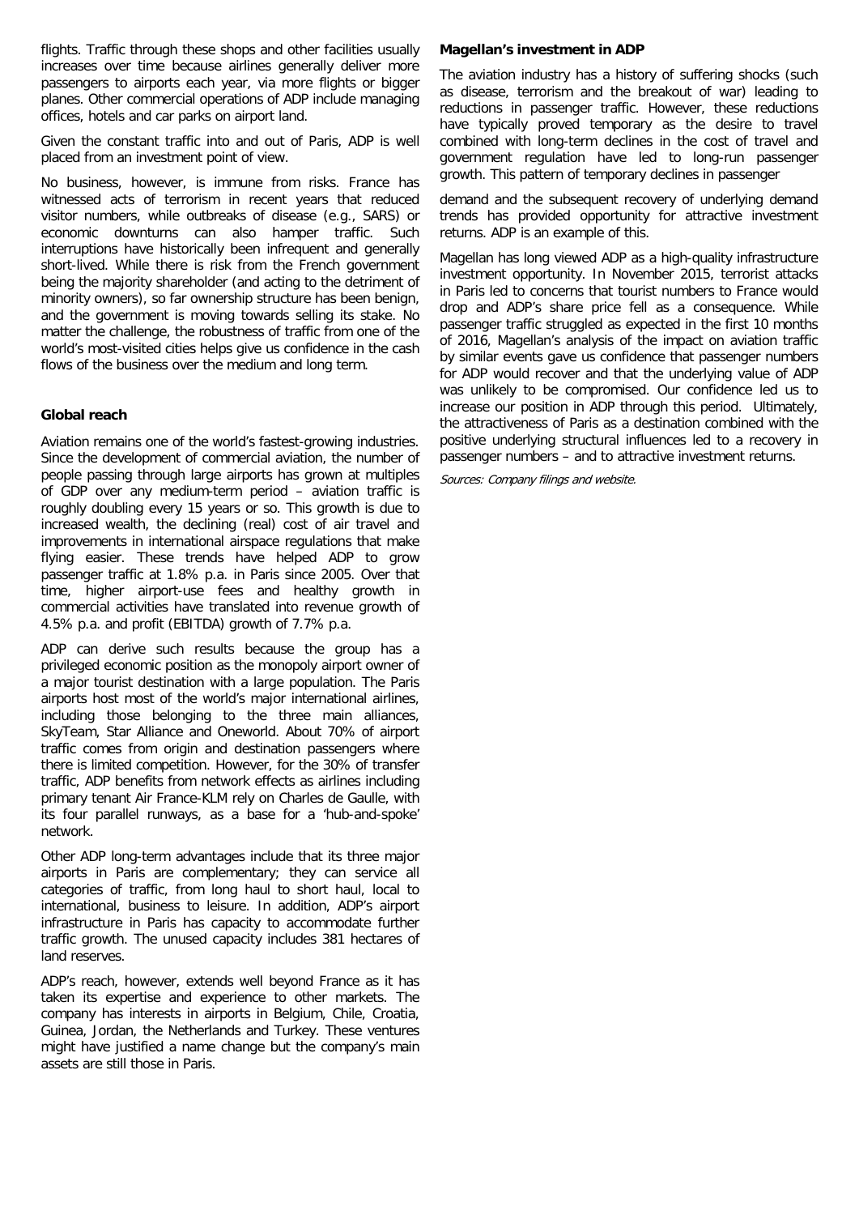flights. Traffic through these shops and other facilities usually increases over time because airlines generally deliver more passengers to airports each year, via more flights or bigger planes. Other commercial operations of ADP include managing offices, hotels and car parks on airport land.

Given the constant traffic into and out of Paris, ADP is well placed from an investment point of view.

No business, however, is immune from risks. France has witnessed acts of terrorism in recent years that reduced visitor numbers, while outbreaks of disease (e.g., SARS) or economic downturns can also hamper traffic. Such interruptions have historically been infrequent and generally short-lived. While there is risk from the French government being the majority shareholder (and acting to the detriment of minority owners), so far ownership structure has been benign, and the government is moving towards selling its stake. No matter the challenge, the robustness of traffic from one of the world's most-visited cities helps give us confidence in the cash flows of the business over the medium and long term.

**Global reach**

Aviation remains one of the world's fastest-growing industries. Since the development of commercial aviation, the number of people passing through large airports has grown at multiples of GDP over any medium-term period – aviation traffic is roughly doubling every 15 years or so. This growth is due to increased wealth, the declining (real) cost of air travel and improvements in international airspace regulations that make flying easier. These trends have helped ADP to grow passenger traffic at 1.8% p.a. in Paris since 2005. Over that time, higher airport-use fees and healthy growth in commercial activities have translated into revenue growth of 4.5% p.a. and profit (EBITDA) growth of 7.7% p.a.

ADP can derive such results because the group has a privileged economic position as the monopoly airport owner of a major tourist destination with a large population. The Paris airports host most of the world's major international airlines, including those belonging to the three main alliances, SkyTeam, Star Alliance and Oneworld. About 70% of airport traffic comes from origin and destination passengers where there is limited competition. However, for the 30% of transfer traffic, ADP benefits from network effects as airlines including primary tenant Air France-KLM rely on Charles de Gaulle, with its four parallel runways, as a base for a 'hub-and-spoke' network.

Other ADP long-term advantages include that its three major airports in Paris are complementary; they can service all categories of traffic, from long haul to short haul, local to international, business to leisure. In addition, ADP's airport infrastructure in Paris has capacity to accommodate further traffic growth. The unused capacity includes 381 hectares of land reserves.

ADP's reach, however, extends well beyond France as it has taken its expertise and experience to other markets. The company has interests in airports in Belgium, Chile, Croatia, Guinea, Jordan, the Netherlands and Turkey. These ventures might have justified a name change but the company's main assets are still those in Paris.

**Magellan's investment in ADP**

The aviation industry has a history of suffering shocks (such as disease, terrorism and the breakout of war) leading to reductions in passenger traffic. However, these reductions have typically proved temporary as the desire to travel combined with long-term declines in the cost of travel and government regulation have led to long-run passenger growth. This pattern of temporary declines in passenger demand and the subsequent recovery of underlying demand trends has provided opportunity for attractive investment returns. ADP is an example of this.

Magellan has long viewed ADP as a high-quality infrastructure investment opportunity. In November 2015, terrorist attacks in Paris led to concerns that tourist numbers to France would drop and ADP's share price fell as a consequence. While passenger traffic struggled as expected in the first 10 months of 2016, Magellan's analysis of the impact on aviation traffic by similar events gave us confidence that passenger numbers for ADP would recover and that the underlying value of ADP was unlikely to be compromised. Our confidence led us to increase our position in ADP through this period. Ultimately, the attractiveness of Paris as a destination combined with the positive underlying structural influences led to a recovery in passenger numbers – and to attractive investment returns.

*Sources: Company filings and website.*